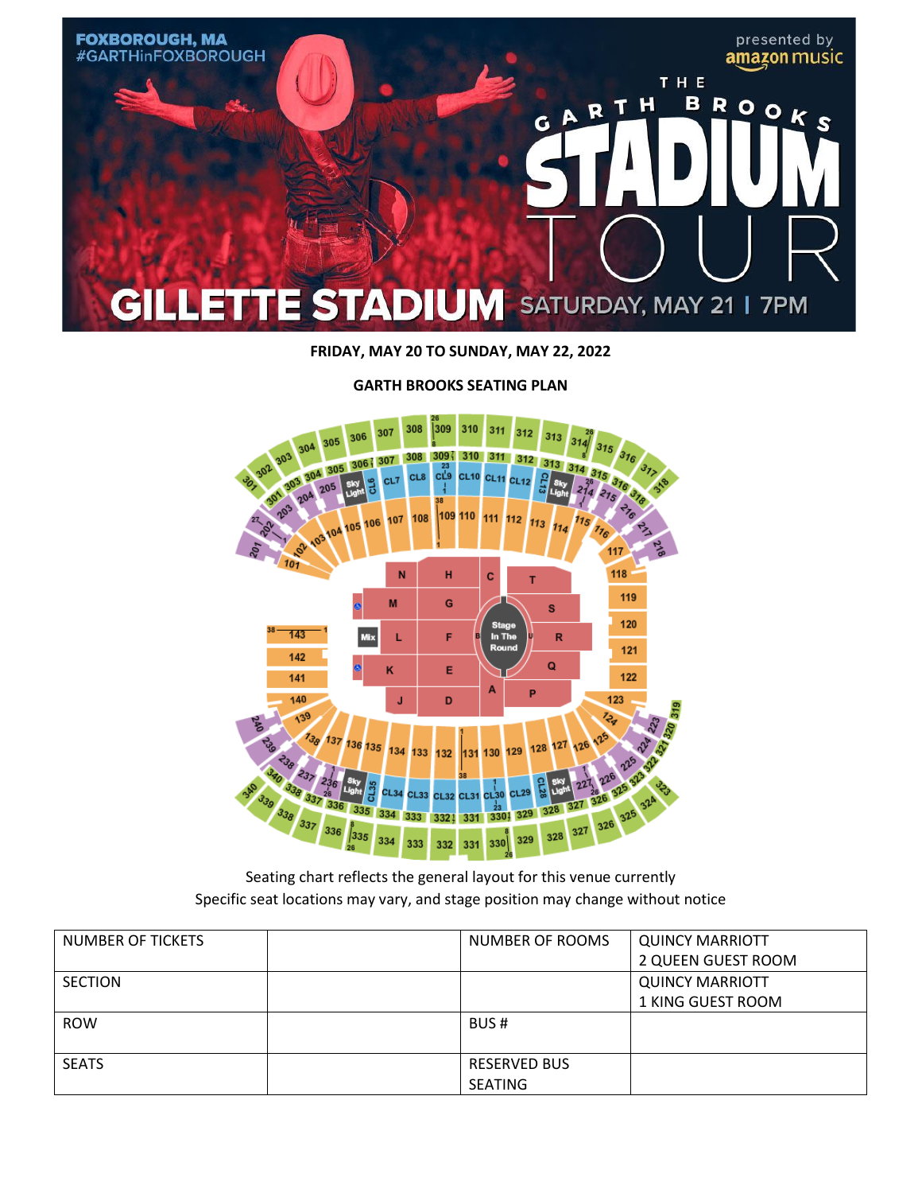FOXBOROUGH, MA
#GARTHinFOXBOROUGH

presented by amazon music

THE GARTH BROOKS STADIUM TOUR

GILLETTE STADIUM SATURDAY, MAY 21 | 7PM

**FRIDAY, MAY 20 TO SUNDAY, MAY 22, 2022**

**GARTH BROOKS SEATING PLAN**

Seating chart reflects the general layout for this venue currently
Specific seat locations may vary, and stage position may change without notice

| NUMBER OF TICKETS | | NUMBER OF ROOMS | QUINCY MARRIOTT 2 QUEEN GUEST ROOM |
|---|---|---|---|
| SECTION | | | QUINCY MARRIOTT 1 KING GUEST ROOM |
| ROW | | BUS # | |
| SEATS | | RESERVED BUS SEATING | |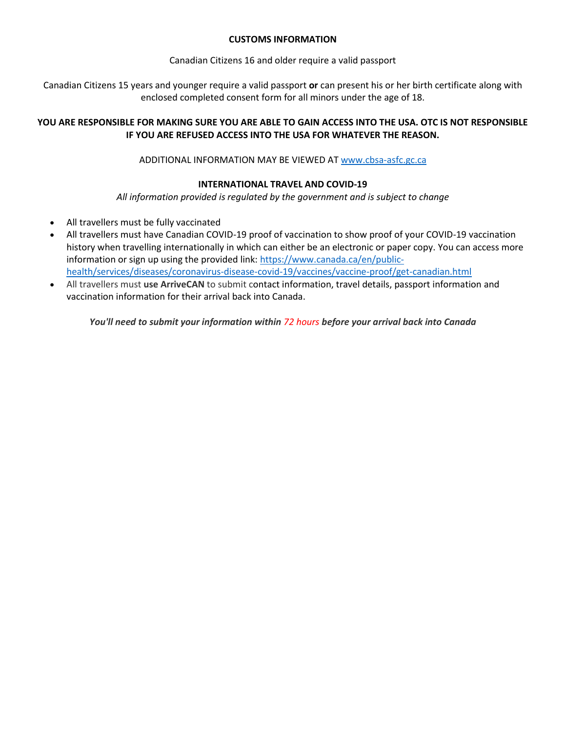**CUSTOMS INFORMATION**

Canadian Citizens 16 and older require a valid passport

Canadian Citizens 15 years and younger require a valid passport **or** can present his or her birth certificate along with enclosed completed consent form for all minors under the age of 18.

**YOU ARE RESPONSIBLE FOR MAKING SURE YOU ARE ABLE TO GAIN ACCESS INTO THE USA. OTC IS NOT RESPONSIBLE IF YOU ARE REFUSED ACCESS INTO THE USA FOR WHATEVER THE REASON.**

ADDITIONAL INFORMATION MAY BE VIEWED AT [www.cbsa-asfc.gc.ca](www.cbsa-asfc.gc.ca)

**INTERNATIONAL TRAVEL AND COVID-19**

*All information provided is regulated by the government and is subject to change*

- All travellers must be fully vaccinated
- All travellers must have Canadian COVID-19 proof of vaccination to show proof of your COVID-19 vaccination history when travelling internationally in which can either be an electronic or paper copy. You can access more information or sign up using the provided link: [https://www.canada.ca/en/public-health/services/diseases/coronavirus-disease-covid-19/vaccines/vaccine-proof/get-canadian.html](https://www.canada.ca/en/public-health/services/diseases/coronavirus-disease-covid-19/vaccines/vaccine-proof/get-canadian.html)
- All travellers must **use ArriveCAN** to submit contact information, travel details, passport information and vaccination information for their arrival back into Canada.

***You'll need to submit your information within 72 hours before your arrival back into Canada***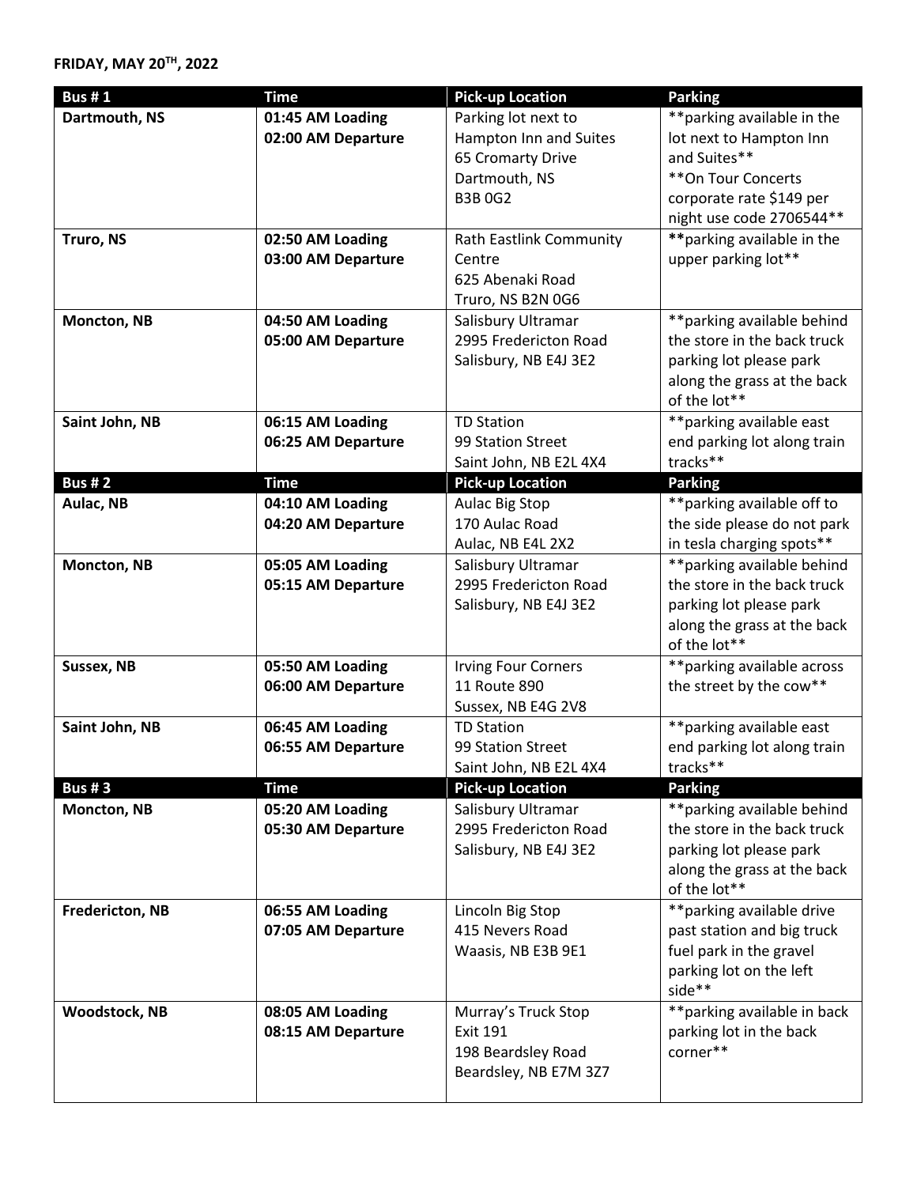**FRIDAY, MAY 20TH, 2022**

| **Bus # 1** | **Time** | **Pick-up Location** | **Parking** |
|---|---|---|---|
| **Dartmouth, NS** | **01:45 AM Loading**<br>**02:00 AM Departure** | Parking lot next to Hampton Inn and Suites<br>65 Cromarty Drive<br>Dartmouth, NS<br>B3B 0G2 | **parking available in the lot next to Hampton Inn and Suites**<br>**On Tour Concerts corporate rate $149 per night use code 2706544** |
| **Truro, NS** | **02:50 AM Loading**<br>**03:00 AM Departure** | Rath Eastlink Community Centre<br>625 Abenaki Road<br>Truro, NS B2N 0G6 | **parking available in the upper parking lot** |
| **Moncton, NB** | **04:50 AM Loading**<br>**05:00 AM Departure** | Salisbury Ultramar<br>2995 Fredericton Road<br>Salisbury, NB E4J 3E2 | **parking available behind the store in the back truck parking lot please park along the grass at the back of the lot** |
| **Saint John, NB** | **06:15 AM Loading**<br>**06:25 AM Departure** | TD Station<br>99 Station Street<br>Saint John, NB E2L 4X4 | **parking available east end parking lot along train tracks** |
| **Bus # 2** | **Time** | **Pick-up Location** | **Parking** |
| **Aulac, NB** | **04:10 AM Loading**<br>**04:20 AM Departure** | Aulac Big Stop<br>170 Aulac Road<br>Aulac, NB E4L 2X2 | **parking available off to the side please do not park in tesla charging spots** |
| **Moncton, NB** | **05:05 AM Loading**<br>**05:15 AM Departure** | Salisbury Ultramar<br>2995 Fredericton Road<br>Salisbury, NB E4J 3E2 | **parking available behind the store in the back truck parking lot please park along the grass at the back of the lot** |
| **Sussex, NB** | **05:50 AM Loading**<br>**06:00 AM Departure** | Irving Four Corners<br>11 Route 890<br>Sussex, NB E4G 2V8 | **parking available across the street by the cow** |
| **Saint John, NB** | **06:45 AM Loading**<br>**06:55 AM Departure** | TD Station<br>99 Station Street<br>Saint John, NB E2L 4X4 | **parking available east end parking lot along train tracks** |
| **Bus # 3** | **Time** | **Pick-up Location** | **Parking** |
| **Moncton, NB** | **05:20 AM Loading**<br>**05:30 AM Departure** | Salisbury Ultramar<br>2995 Fredericton Road<br>Salisbury, NB E4J 3E2 | **parking available behind the store in the back truck parking lot please park along the grass at the back of the lot** |
| **Fredericton, NB** | **06:55 AM Loading**<br>**07:05 AM Departure** | Lincoln Big Stop<br>415 Nevers Road<br>Waasis, NB E3B 9E1 | **parking available drive past station and big truck fuel park in the gravel parking lot on the left side** |
| **Woodstock, NB** | **08:05 AM Loading**<br>**08:15 AM Departure** | Murray's Truck Stop<br>Exit 191<br>198 Beardsley Road<br>Beardsley, NB E7M 3Z7 | **parking available in back parking lot in the back corner** |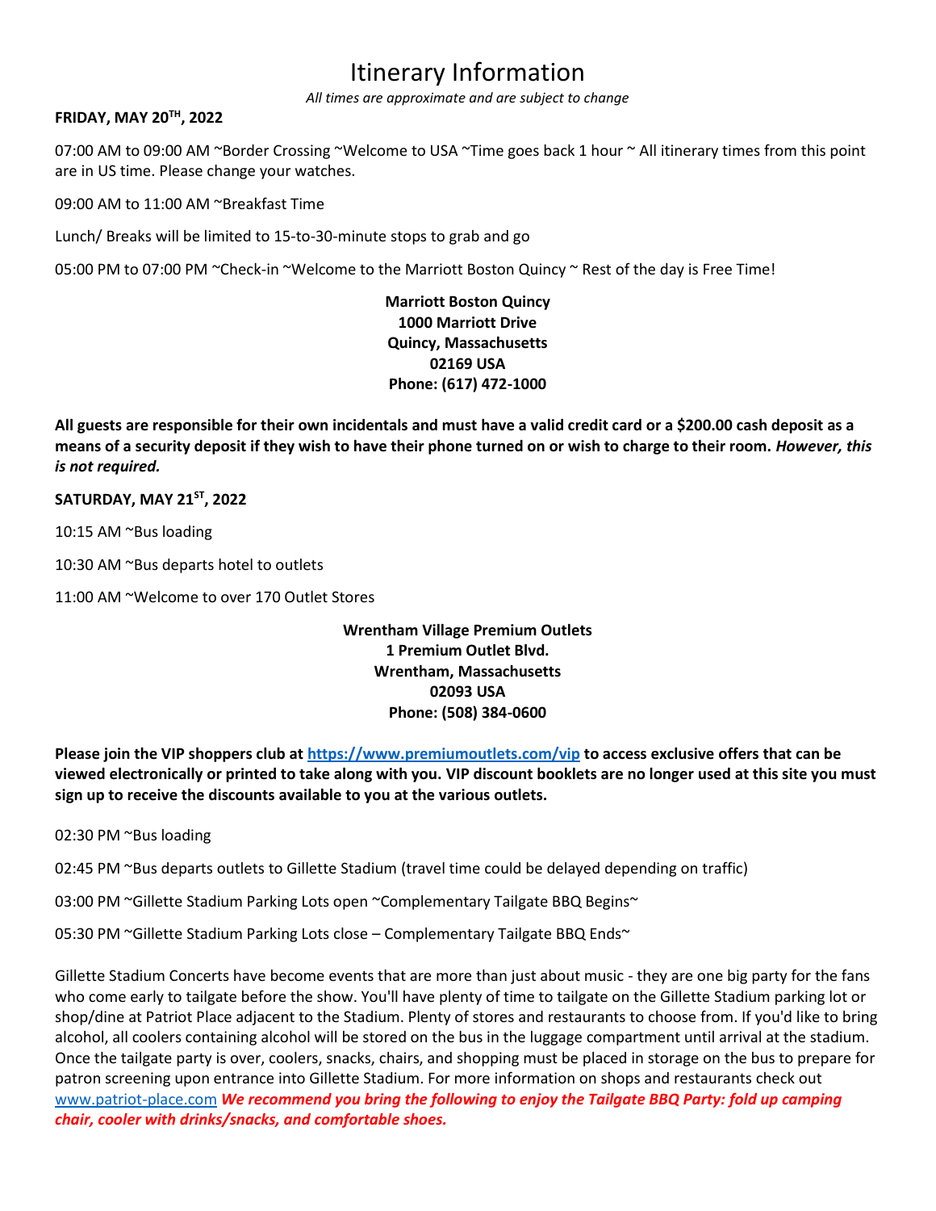# Itinerary Information

*All times are approximate and are subject to change*

**FRIDAY, MAY 20TH, 2022**

07:00 AM to 09:00 AM ~Border Crossing ~Welcome to USA ~Time goes back 1 hour ~ All itinerary times from this point are in US time. Please change your watches.

09:00 AM to 11:00 AM ~Breakfast Time

Lunch/ Breaks will be limited to 15-to-30-minute stops to grab and go

05:00 PM to 07:00 PM ~Check-in ~Welcome to the Marriott Boston Quincy ~ Rest of the day is Free Time!

**Marriott Boston Quincy**
**1000 Marriott Drive**
**Quincy, Massachusetts**
**02169 USA**
**Phone: (617) 472-1000**

**All guests are responsible for their own incidentals and must have a valid credit card or a $200.00 cash deposit as a means of a security deposit if they wish to have their phone turned on or wish to charge to their room. *However, this is not required.***

**SATURDAY, MAY 21ST, 2022**

10:15 AM ~Bus loading

10:30 AM ~Bus departs hotel to outlets

11:00 AM ~Welcome to over 170 Outlet Stores

**Wrentham Village Premium Outlets**
**1 Premium Outlet Blvd.**
**Wrentham, Massachusetts**
**02093 USA**
**Phone: (508) 384-0600**

**Please join the VIP shoppers club at https://www.premiumoutlets.com/vip to access exclusive offers that can be viewed electronically or printed to take along with you. VIP discount booklets are no longer used at this site you must sign up to receive the discounts available to you at the various outlets.**

02:30 PM ~Bus loading

02:45 PM ~Bus departs outlets to Gillette Stadium (travel time could be delayed depending on traffic)

03:00 PM ~Gillette Stadium Parking Lots open ~Complementary Tailgate BBQ Begins~

05:30 PM ~Gillette Stadium Parking Lots close – Complementary Tailgate BBQ Ends~

Gillette Stadium Concerts have become events that are more than just about music - they are one big party for the fans who come early to tailgate before the show. You'll have plenty of time to tailgate on the Gillette Stadium parking lot or shop/dine at Patriot Place adjacent to the Stadium. Plenty of stores and restaurants to choose from. If you'd like to bring alcohol, all coolers containing alcohol will be stored on the bus in the luggage compartment until arrival at the stadium. Once the tailgate party is over, coolers, snacks, chairs, and shopping must be placed in storage on the bus to prepare for patron screening upon entrance into Gillette Stadium. For more information on shops and restaurants check out www.patriot-place.com ***We recommend you bring the following to enjoy the Tailgate BBQ Party: fold up camping chair, cooler with drinks/snacks, and comfortable shoes.***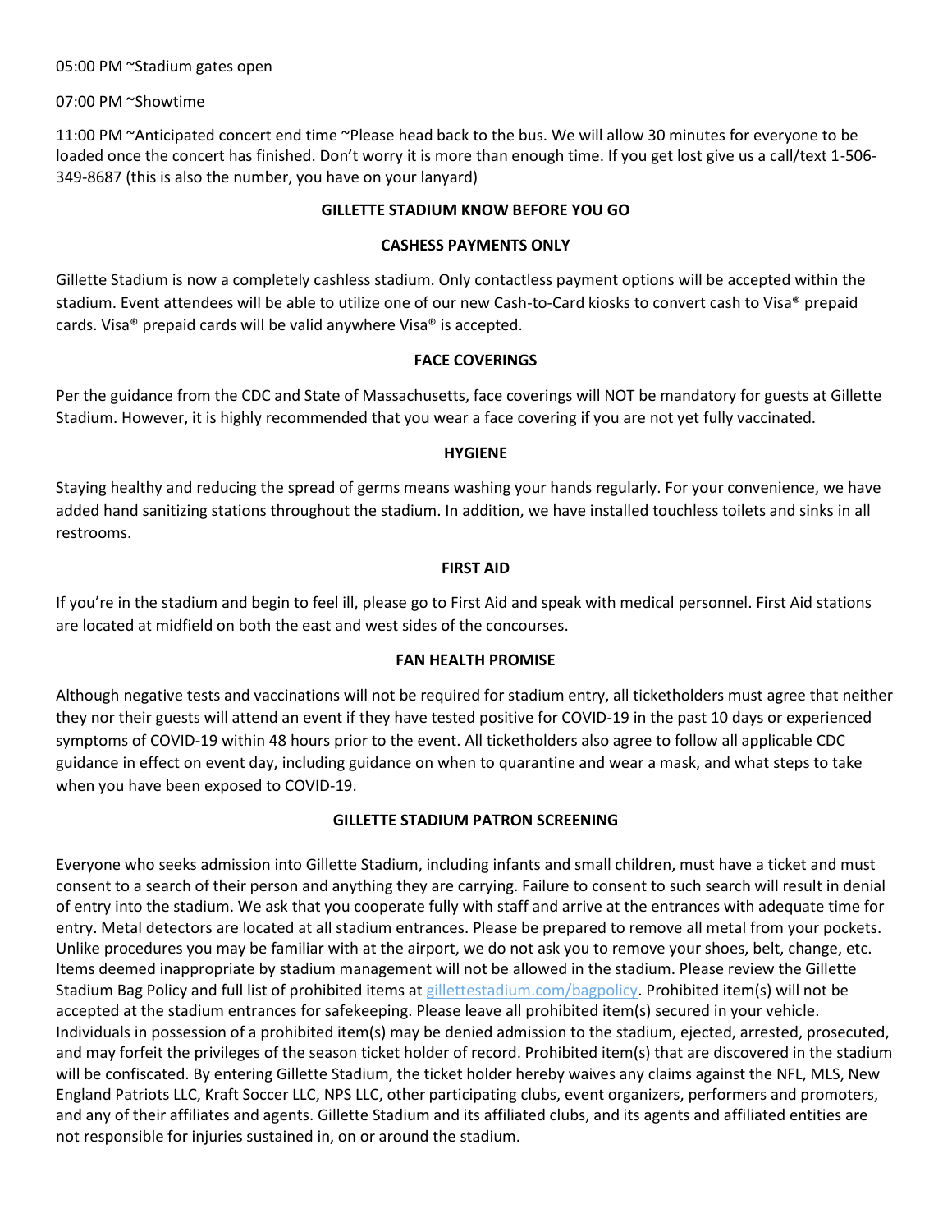05:00 PM ~Stadium gates open

07:00 PM ~Showtime

11:00 PM ~Anticipated concert end time ~Please head back to the bus. We will allow 30 minutes for everyone to be loaded once the concert has finished. Don't worry it is more than enough time. If you get lost give us a call/text 1-506-349-8687 (this is also the number, you have on your lanyard)

**GILLETTE STADIUM KNOW BEFORE YOU GO**

**CASHESS PAYMENTS ONLY**

Gillette Stadium is now a completely cashless stadium. Only contactless payment options will be accepted within the stadium. Event attendees will be able to utilize one of our new Cash-to-Card kiosks to convert cash to Visa® prepaid cards. Visa® prepaid cards will be valid anywhere Visa® is accepted.

**FACE COVERINGS**

Per the guidance from the CDC and State of Massachusetts, face coverings will NOT be mandatory for guests at Gillette Stadium. However, it is highly recommended that you wear a face covering if you are not yet fully vaccinated.

**HYGIENE**

Staying healthy and reducing the spread of germs means washing your hands regularly. For your convenience, we have added hand sanitizing stations throughout the stadium. In addition, we have installed touchless toilets and sinks in all restrooms.

**FIRST AID**

If you're in the stadium and begin to feel ill, please go to First Aid and speak with medical personnel. First Aid stations are located at midfield on both the east and west sides of the concourses.

**FAN HEALTH PROMISE**

Although negative tests and vaccinations will not be required for stadium entry, all ticketholders must agree that neither they nor their guests will attend an event if they have tested positive for COVID-19 in the past 10 days or experienced symptoms of COVID-19 within 48 hours prior to the event. All ticketholders also agree to follow all applicable CDC guidance in effect on event day, including guidance on when to quarantine and wear a mask, and what steps to take when you have been exposed to COVID-19.

**GILLETTE STADIUM PATRON SCREENING**

Everyone who seeks admission into Gillette Stadium, including infants and small children, must have a ticket and must consent to a search of their person and anything they are carrying. Failure to consent to such search will result in denial of entry into the stadium. We ask that you cooperate fully with staff and arrive at the entrances with adequate time for entry. Metal detectors are located at all stadium entrances. Please be prepared to remove all metal from your pockets. Unlike procedures you may be familiar with at the airport, we do not ask you to remove your shoes, belt, change, etc. Items deemed inappropriate by stadium management will not be allowed in the stadium. Please review the Gillette Stadium Bag Policy and full list of prohibited items at gillettestadium.com/bagpolicy. Prohibited item(s) will not be accepted at the stadium entrances for safekeeping. Please leave all prohibited item(s) secured in your vehicle. Individuals in possession of a prohibited item(s) may be denied admission to the stadium, ejected, arrested, prosecuted, and may forfeit the privileges of the season ticket holder of record. Prohibited item(s) that are discovered in the stadium will be confiscated. By entering Gillette Stadium, the ticket holder hereby waives any claims against the NFL, MLS, New England Patriots LLC, Kraft Soccer LLC, NPS LLC, other participating clubs, event organizers, performers and promoters, and any of their affiliates and agents. Gillette Stadium and its affiliated clubs, and its agents and affiliated entities are not responsible for injuries sustained in, on or around the stadium.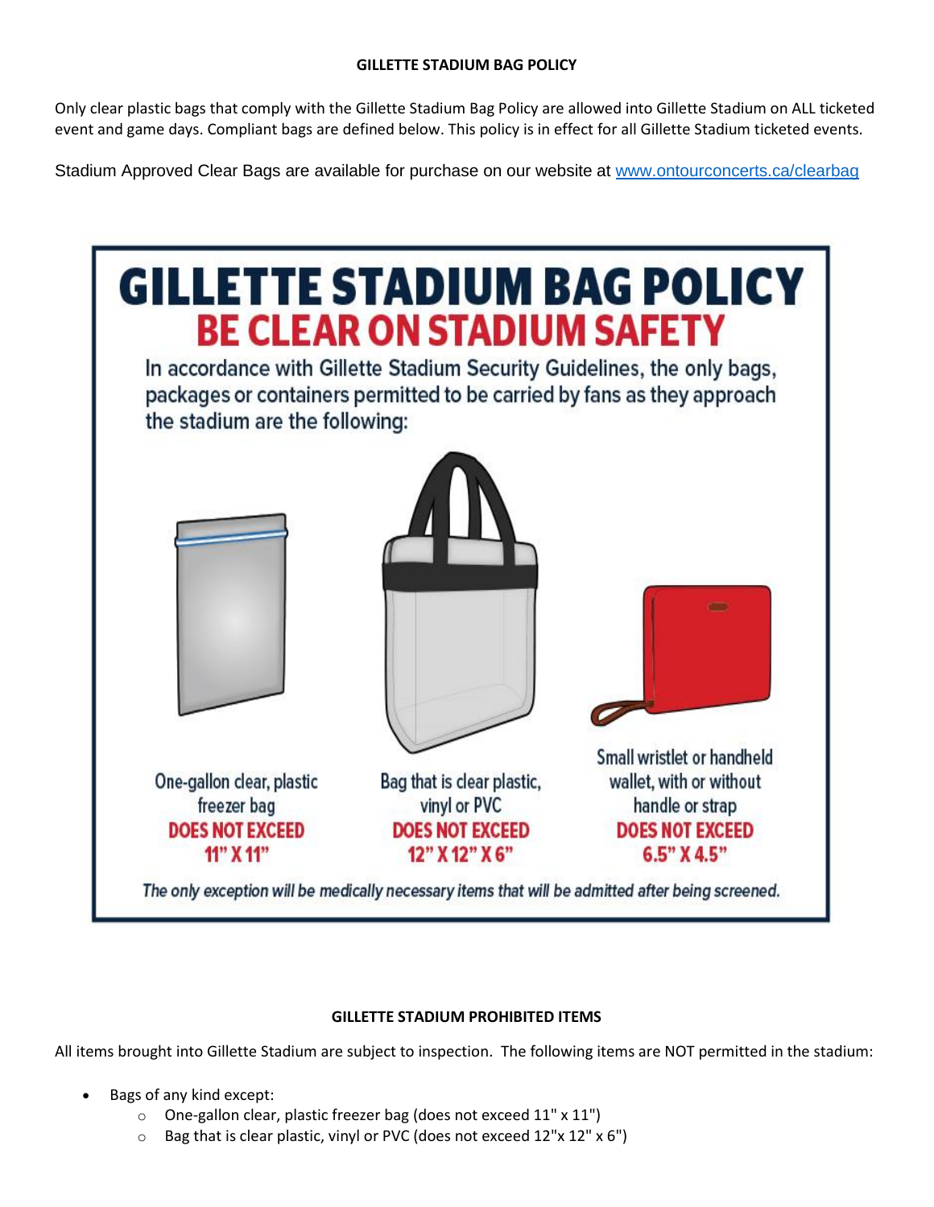**GILLETTE STADIUM BAG POLICY**

Only clear plastic bags that comply with the Gillette Stadium Bag Policy are allowed into Gillette Stadium on ALL ticketed event and game days. Compliant bags are defined below. This policy is in effect for all Gillette Stadium ticketed events.

Stadium Approved Clear Bags are available for purchase on our website at [www.ontourconcerts.ca/clearbag](www.ontourconcerts.ca/clearbag)

# GILLETTE STADIUM BAG POLICY
## BE CLEAR ON STADIUM SAFETY

In accordance with Gillette Stadium Security Guidelines, the only bags, packages or containers permitted to be carried by fans as they approach the stadium are the following:

- One-gallon clear, plastic freezer bag **DOES NOT EXCEED 11" X 11"**
- Bag that is clear plastic, vinyl or PVC **DOES NOT EXCEED 12" X 12" X 6"**
- Small wristlet or handheld wallet, with or without handle or strap **DOES NOT EXCEED 6.5" X 4.5"**

*The only exception will be medically necessary items that will be admitted after being screened.*

**GILLETTE STADIUM PROHIBITED ITEMS**

All items brought into Gillette Stadium are subject to inspection. The following items are NOT permitted in the stadium:

- Bags of any kind except:
  - One-gallon clear, plastic freezer bag (does not exceed 11" x 11")
  - Bag that is clear plastic, vinyl or PVC (does not exceed 12"x 12" x 6")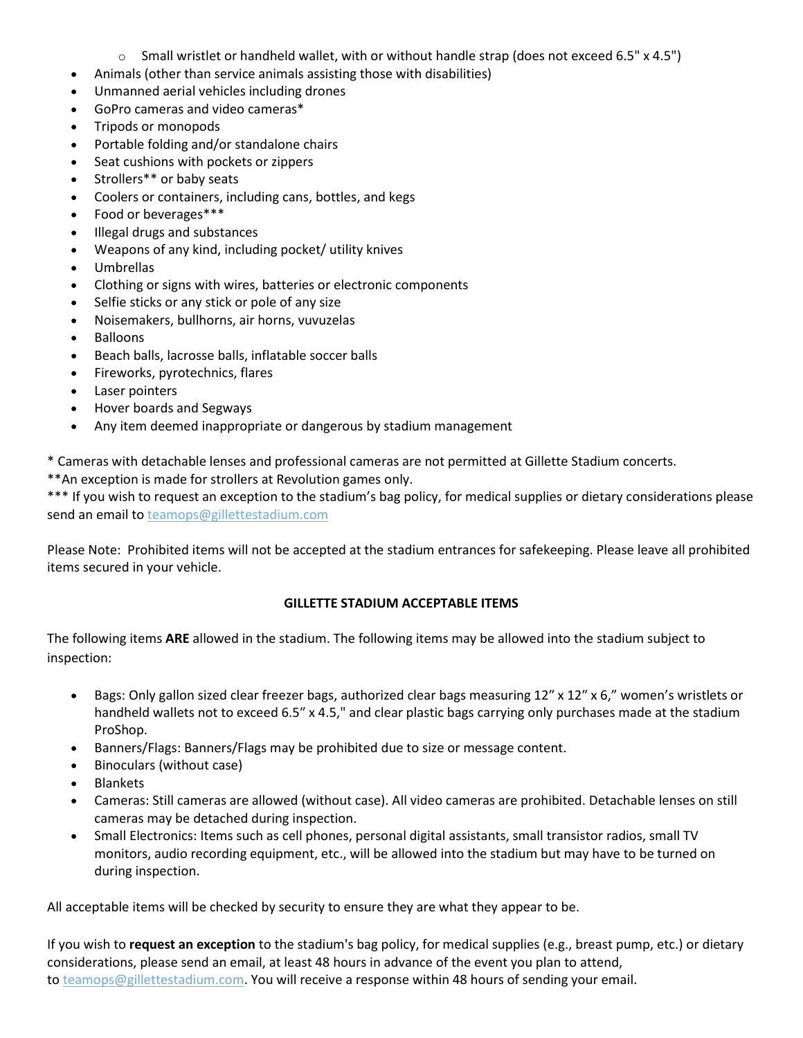- Small wristlet or handheld wallet, with or without handle strap (does not exceed 6.5" x 4.5")
- Animals (other than service animals assisting those with disabilities)
- Unmanned aerial vehicles including drones
- GoPro cameras and video cameras*
- Tripods or monopods
- Portable folding and/or standalone chairs
- Seat cushions with pockets or zippers
- Strollers** or baby seats
- Coolers or containers, including cans, bottles, and kegs
- Food or beverages***
- Illegal drugs and substances
- Weapons of any kind, including pocket/ utility knives
- Umbrellas
- Clothing or signs with wires, batteries or electronic components
- Selfie sticks or any stick or pole of any size
- Noisemakers, bullhorns, air horns, vuvuzelas
- Balloons
- Beach balls, lacrosse balls, inflatable soccer balls
- Fireworks, pyrotechnics, flares
- Laser pointers
- Hover boards and Segways
- Any item deemed inappropriate or dangerous by stadium management

* Cameras with detachable lenses and professional cameras are not permitted at Gillette Stadium concerts.
**An exception is made for strollers at Revolution games only.
*** If you wish to request an exception to the stadium's bag policy, for medical supplies or dietary considerations please send an email to teamops@gillettestadium.com

Please Note: Prohibited items will not be accepted at the stadium entrances for safekeeping. Please leave all prohibited items secured in your vehicle.

**GILLETTE STADIUM ACCEPTABLE ITEMS**

The following items **ARE** allowed in the stadium. The following items may be allowed into the stadium subject to inspection:

- Bags: Only gallon sized clear freezer bags, authorized clear bags measuring 12" x 12" x 6," women's wristlets or handheld wallets not to exceed 6.5" x 4.5," and clear plastic bags carrying only purchases made at the stadium ProShop.
- Banners/Flags: Banners/Flags may be prohibited due to size or message content.
- Binoculars (without case)
- Blankets
- Cameras: Still cameras are allowed (without case). All video cameras are prohibited. Detachable lenses on still cameras may be detached during inspection.
- Small Electronics: Items such as cell phones, personal digital assistants, small transistor radios, small TV monitors, audio recording equipment, etc., will be allowed into the stadium but may have to be turned on during inspection.

All acceptable items will be checked by security to ensure they are what they appear to be.

If you wish to **request an exception** to the stadium's bag policy, for medical supplies (e.g., breast pump, etc.) or dietary considerations, please send an email, at least 48 hours in advance of the event you plan to attend, to teamops@gillettestadium.com. You will receive a response within 48 hours of sending your email.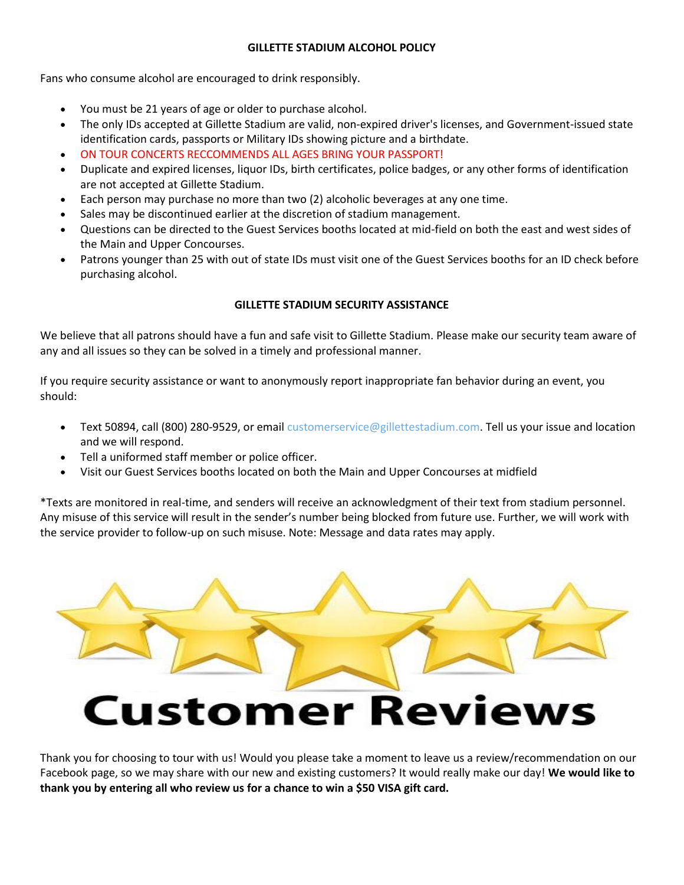## GILLETTE STADIUM ALCOHOL POLICY

Fans who consume alcohol are encouraged to drink responsibly.

- You must be 21 years of age or older to purchase alcohol.
- The only IDs accepted at Gillette Stadium are valid, non-expired driver's licenses, and Government-issued state identification cards, passports or Military IDs showing picture and a birthdate.
- ON TOUR CONCERTS RECCOMMENDS ALL AGES BRING YOUR PASSPORT!
- Duplicate and expired licenses, liquor IDs, birth certificates, police badges, or any other forms of identification are not accepted at Gillette Stadium.
- Each person may purchase no more than two (2) alcoholic beverages at any one time.
- Sales may be discontinued earlier at the discretion of stadium management.
- Questions can be directed to the Guest Services booths located at mid-field on both the east and west sides of the Main and Upper Concourses.
- Patrons younger than 25 with out of state IDs must visit one of the Guest Services booths for an ID check before purchasing alcohol.

## GILLETTE STADIUM SECURITY ASSISTANCE

We believe that all patrons should have a fun and safe visit to Gillette Stadium. Please make our security team aware of any and all issues so they can be solved in a timely and professional manner.

If you require security assistance or want to anonymously report inappropriate fan behavior during an event, you should:

- Text 50894, call (800) 280-9529, or email customerservice@gillettestadium.com. Tell us your issue and location and we will respond.
- Tell a uniformed staff member or police officer.
- Visit our Guest Services booths located on both the Main and Upper Concourses at midfield

*Texts are monitored in real-time, and senders will receive an acknowledgment of their text from stadium personnel. Any misuse of this service will result in the sender's number being blocked from future use. Further, we will work with the service provider to follow-up on such misuse. Note: Message and data rates may apply.

# Customer Reviews

Thank you for choosing to tour with us! Would you please take a moment to leave us a review/recommendation on our Facebook page, so we may share with our new and existing customers? It would really make our day! **We would like to thank you by entering all who review us for a chance to win a $50 VISA gift card.**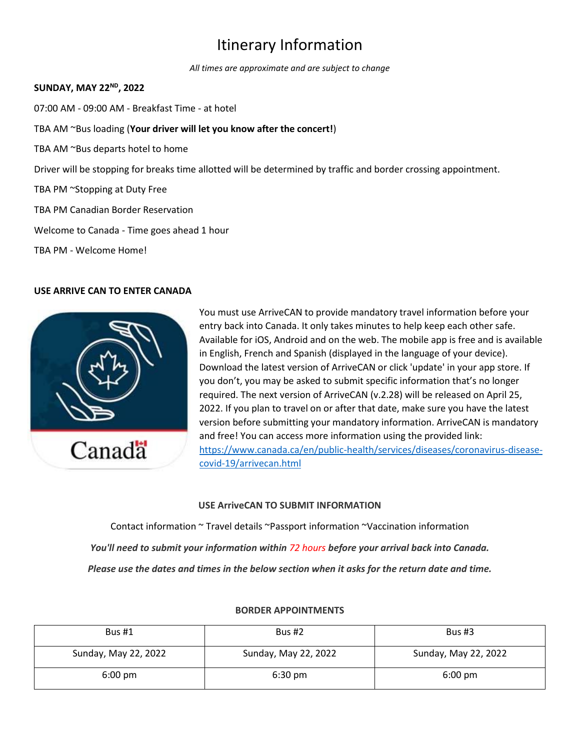# Itinerary Information

*All times are approximate and are subject to change*

**SUNDAY, MAY 22ND, 2022**

07:00 AM - 09:00 AM - Breakfast Time - at hotel

TBA AM ~Bus loading (**Your driver will let you know after the concert!**)

TBA AM ~Bus departs hotel to home

Driver will be stopping for breaks time allotted will be determined by traffic and border crossing appointment.

TBA PM ~Stopping at Duty Free

TBA PM Canadian Border Reservation

Welcome to Canada - Time goes ahead 1 hour

TBA PM - Welcome Home!

**USE ARRIVE CAN TO ENTER CANADA**

You must use ArriveCAN to provide mandatory travel information before your entry back into Canada. It only takes minutes to help keep each other safe. Available for iOS, Android and on the web. The mobile app is free and is available in English, French and Spanish (displayed in the language of your device). Download the latest version of ArriveCAN or click 'update' in your app store. If you don't, you may be asked to submit specific information that's no longer required. The next version of ArriveCAN (v.2.28) will be released on April 25, 2022. If you plan to travel on or after that date, make sure you have the latest version before submitting your mandatory information. ArriveCAN is mandatory and free! You can access more information using the provided link: https://www.canada.ca/en/public-health/services/diseases/coronavirus-disease-covid-19/arrivecan.html

**USE ArriveCAN TO SUBMIT INFORMATION**

Contact information ~ Travel details ~Passport information ~Vaccination information

***You'll need to submit your information within 72 hours before your arrival back into Canada.***

***Please use the dates and times in the below section when it asks for the return date and time.***

**BORDER APPOINTMENTS**

| Bus #1 | Bus #2 | Bus #3 |
|---|---|---|
| Sunday, May 22, 2022 | Sunday, May 22, 2022 | Sunday, May 22, 2022 |
| 6:00 pm | 6:30 pm | 6:00 pm |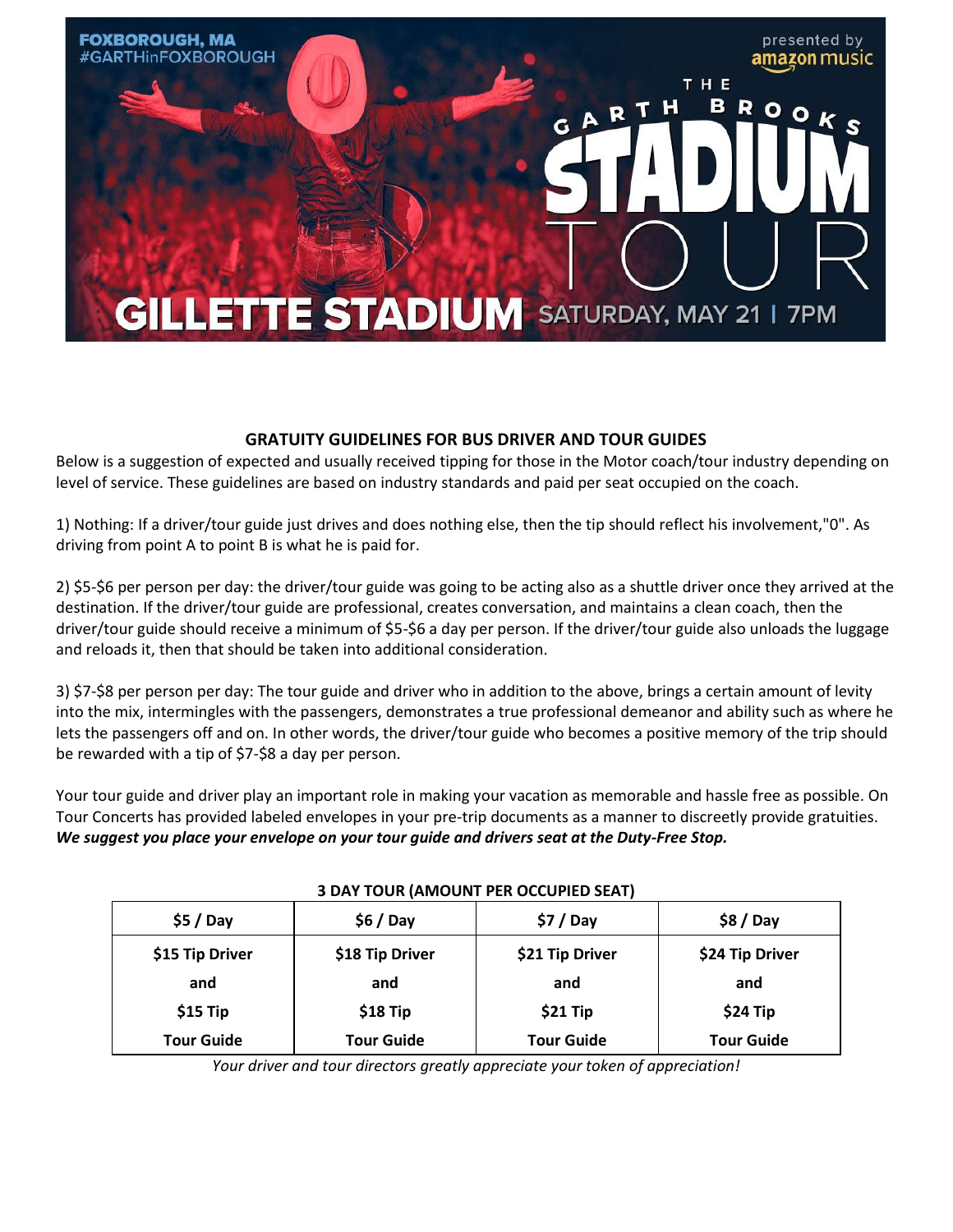FOXBOROUGH, MA
#GARTHinFOXBOROUGH

presented by amazon music

THE GARTH BROOKS STADIUM TOUR

GILLETTE STADIUM SATURDAY, MAY 21 | 7PM

## GRATUITY GUIDELINES FOR BUS DRIVER AND TOUR GUIDES

Below is a suggestion of expected and usually received tipping for those in the Motor coach/tour industry depending on level of service. These guidelines are based on industry standards and paid per seat occupied on the coach.

1) Nothing: If a driver/tour guide just drives and does nothing else, then the tip should reflect his involvement,"0". As driving from point A to point B is what he is paid for.

2) $5-$6 per person per day: the driver/tour guide was going to be acting also as a shuttle driver once they arrived at the destination. If the driver/tour guide are professional, creates conversation, and maintains a clean coach, then the driver/tour guide should receive a minimum of $5-$6 a day per person. If the driver/tour guide also unloads the luggage and reloads it, then that should be taken into additional consideration.

3) $7-$8 per person per day: The tour guide and driver who in addition to the above, brings a certain amount of levity into the mix, intermingles with the passengers, demonstrates a true professional demeanor and ability such as where he lets the passengers off and on. In other words, the driver/tour guide who becomes a positive memory of the trip should be rewarded with a tip of $7-$8 a day per person.

Your tour guide and driver play an important role in making your vacation as memorable and hassle free as possible. On Tour Concerts has provided labeled envelopes in your pre-trip documents as a manner to discreetly provide gratuities. ***We suggest you place your envelope on your tour guide and drivers seat at the Duty-Free Stop.***

**3 DAY TOUR (AMOUNT PER OCCUPIED SEAT)**

| $5 / Day | $6 / Day | $7 / Day | $8 / Day |
|---|---|---|---|
| $15 Tip Driver and $15 Tip Tour Guide | $18 Tip Driver and $18 Tip Tour Guide | $21 Tip Driver and $21 Tip Tour Guide | $24 Tip Driver and $24 Tip Tour Guide |

*Your driver and tour directors greatly appreciate your token of appreciation!*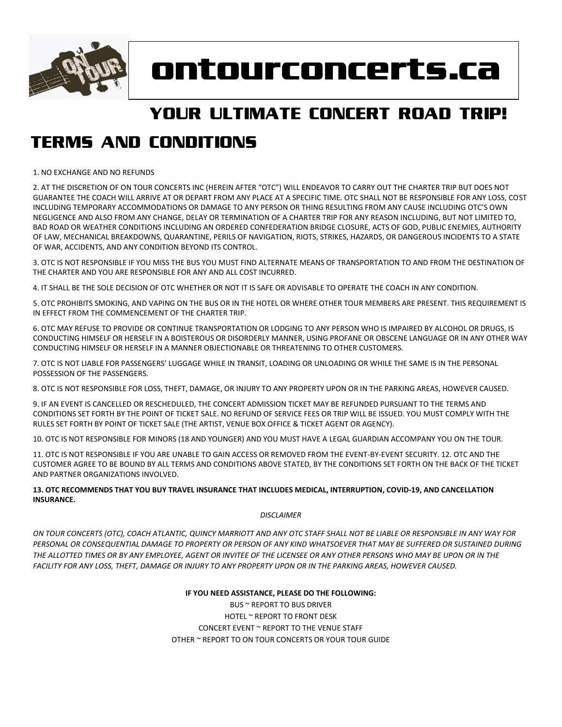# ontourconcerts.ca

## YOUR ULTIMATE CONCERT ROAD TRIP!

# TERMS AND CONDITIONS

1. NO EXCHANGE AND NO REFUNDS

2. AT THE DISCRETION OF ON TOUR CONCERTS INC (HEREIN AFTER "OTC") WILL ENDEAVOR TO CARRY OUT THE CHARTER TRIP BUT DOES NOT GUARANTEE THE COACH WILL ARRIVE AT OR DEPART FROM ANY PLACE AT A SPECIFIC TIME. OTC SHALL NOT BE RESPONSIBLE FOR ANY LOSS, COST INCLUDING TEMPORARY ACCOMMODATIONS OR DAMAGE TO ANY PERSON OR THING RESULTING FROM ANY CAUSE INCLUDING OTC'S OWN NEGLIGENCE AND ALSO FROM ANY CHANGE, DELAY OR TERMINATION OF A CHARTER TRIP FOR ANY REASON INCLUDING, BUT NOT LIMITED TO, BAD ROAD OR WEATHER CONDITIONS INCLUDING AN ORDERED CONFEDERATION BRIDGE CLOSURE, ACTS OF GOD, PUBLIC ENEMIES, AUTHORITY OF LAW, MECHANICAL BREAKDOWNS, QUARANTINE, PERILS OF NAVIGATION, RIOTS, STRIKES, HAZARDS, OR DANGEROUS INCIDENTS TO A STATE OF WAR, ACCIDENTS, AND ANY CONDITION BEYOND ITS CONTROL.

3. OTC IS NOT RESPONSIBLE IF YOU MISS THE BUS YOU MUST FIND ALTERNATE MEANS OF TRANSPORTATION TO AND FROM THE DESTINATION OF THE CHARTER AND YOU ARE RESPONSIBLE FOR ANY AND ALL COST INCURRED.

4. IT SHALL BE THE SOLE DECISION OF OTC WHETHER OR NOT IT IS SAFE OR ADVISABLE TO OPERATE THE COACH IN ANY CONDITION.

5. OTC PROHIBITS SMOKING, AND VAPING ON THE BUS OR IN THE HOTEL OR WHERE OTHER TOUR MEMBERS ARE PRESENT. THIS REQUIREMENT IS IN EFFECT FROM THE COMMENCEMENT OF THE CHARTER TRIP.

6. OTC MAY REFUSE TO PROVIDE OR CONTINUE TRANSPORTATION OR LODGING TO ANY PERSON WHO IS IMPAIRED BY ALCOHOL OR DRUGS, IS CONDUCTING HIMSELF OR HERSELF IN A BOISTEROUS OR DISORDERLY MANNER, USING PROFANE OR OBSCENE LANGUAGE OR IN ANY OTHER WAY CONDUCTING HIMSELF OR HERSELF IN A MANNER OBJECTIONABLE OR THREATENING TO OTHER CUSTOMERS.

7. OTC IS NOT LIABLE FOR PASSENGERS' LUGGAGE WHILE IN TRANSIT, LOADING OR UNLOADING OR WHILE THE SAME IS IN THE PERSONAL POSSESSION OF THE PASSENGERS.

8. OTC IS NOT RESPONSIBLE FOR LOSS, THEFT, DAMAGE, OR INJURY TO ANY PROPERTY UPON OR IN THE PARKING AREAS, HOWEVER CAUSED.

9. IF AN EVENT IS CANCELLED OR RESCHEDULED, THE CONCERT ADMISSION TICKET MAY BE REFUNDED PURSUANT TO THE TERMS AND CONDITIONS SET FORTH BY THE POINT OF TICKET SALE. NO REFUND OF SERVICE FEES OR TRIP WILL BE ISSUED. YOU MUST COMPLY WITH THE RULES SET FORTH BY POINT OF TICKET SALE (THE ARTIST, VENUE BOX OFFICE & TICKET AGENT OR AGENCY).

10. OTC IS NOT RESPONSIBLE FOR MINORS (18 AND YOUNGER) AND YOU MUST HAVE A LEGAL GUARDIAN ACCOMPANY YOU ON THE TOUR.

11. OTC IS NOT RESPONSIBLE IF YOU ARE UNABLE TO GAIN ACCESS OR REMOVED FROM THE EVENT-BY-EVENT SECURITY. 12. OTC AND THE CUSTOMER AGREE TO BE BOUND BY ALL TERMS AND CONDITIONS ABOVE STATED, BY THE CONDITIONS SET FORTH ON THE BACK OF THE TICKET AND PARTNER ORGANIZATIONS INVOLVED.

**13. OTC RECOMMENDS THAT YOU BUY TRAVEL INSURANCE THAT INCLUDES MEDICAL, INTERRUPTION, COVID-19, AND CANCELLATION INSURANCE.**

*DISCLAIMER*

*ON TOUR CONCERTS (OTC), COACH ATLANTIC, QUINCY MARRIOTT AND ANY OTC STAFF SHALL NOT BE LIABLE OR RESPONSIBLE IN ANY WAY FOR PERSONAL OR CONSEQUENTIAL DAMAGE TO PROPERTY OR PERSON OF ANY KIND WHATSOEVER THAT MAY BE SUFFERED OR SUSTAINED DURING THE ALLOTTED TIMES OR BY ANY EMPLOYEE, AGENT OR INVITEE OF THE LICENSEE OR ANY OTHER PERSONS WHO MAY BE UPON OR IN THE FACILITY FOR ANY LOSS, THEFT, DAMAGE OR INJURY TO ANY PROPERTY UPON OR IN THE PARKING AREAS, HOWEVER CAUSED.*

**IF YOU NEED ASSISTANCE, PLEASE DO THE FOLLOWING:**

BUS ~ REPORT TO BUS DRIVER

HOTEL ~ REPORT TO FRONT DESK

CONCERT EVENT ~ REPORT TO THE VENUE STAFF

OTHER ~ REPORT TO ON TOUR CONCERTS OR YOUR TOUR GUIDE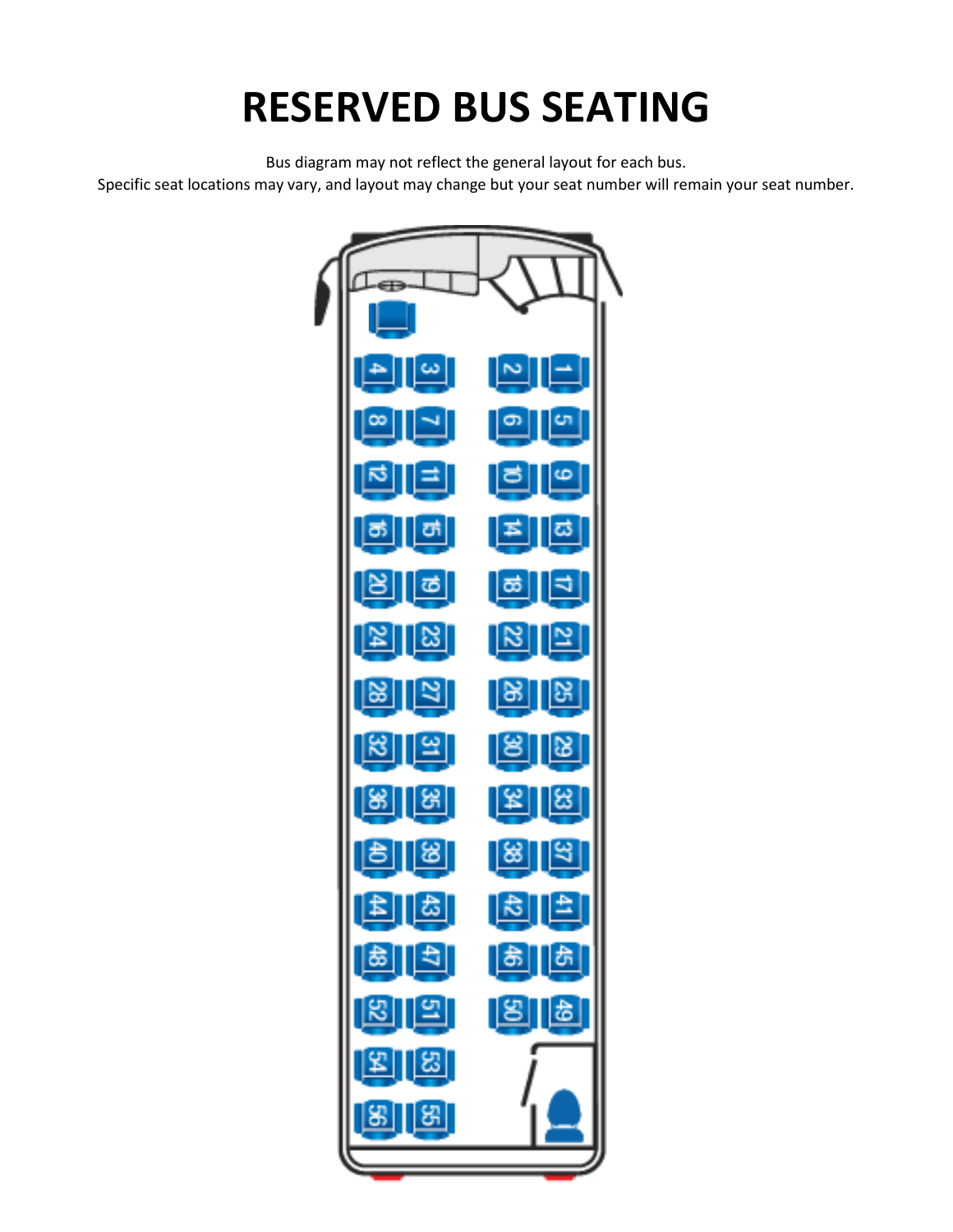# RESERVED BUS SEATING

Bus diagram may not reflect the general layout for each bus.
Specific seat locations may vary, and layout may change but your seat number will remain your seat number.

4 3 2 1
8 7 6 5
12 11 10 9
16 15 14 13
20 19 18 17
24 23 22 21
28 27 26 25
32 31 30 29
36 35 34 33
40 39 38 37
44 43 42 41
48 47 46 45
52 51 50 49
54 53
56 55